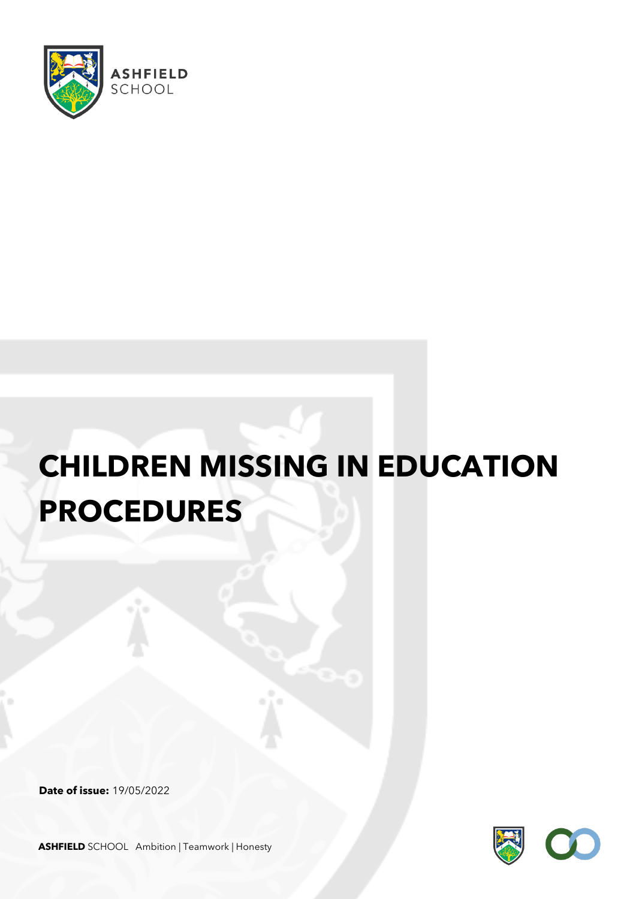ASHFIELD SCHOOL

# CHILDREN MISSING IN EDUCATION PROCEDURES

**Date of issue:** 19/05/2022

**ASHFIELD** SCHOOL Ambition | Teamwork | Honesty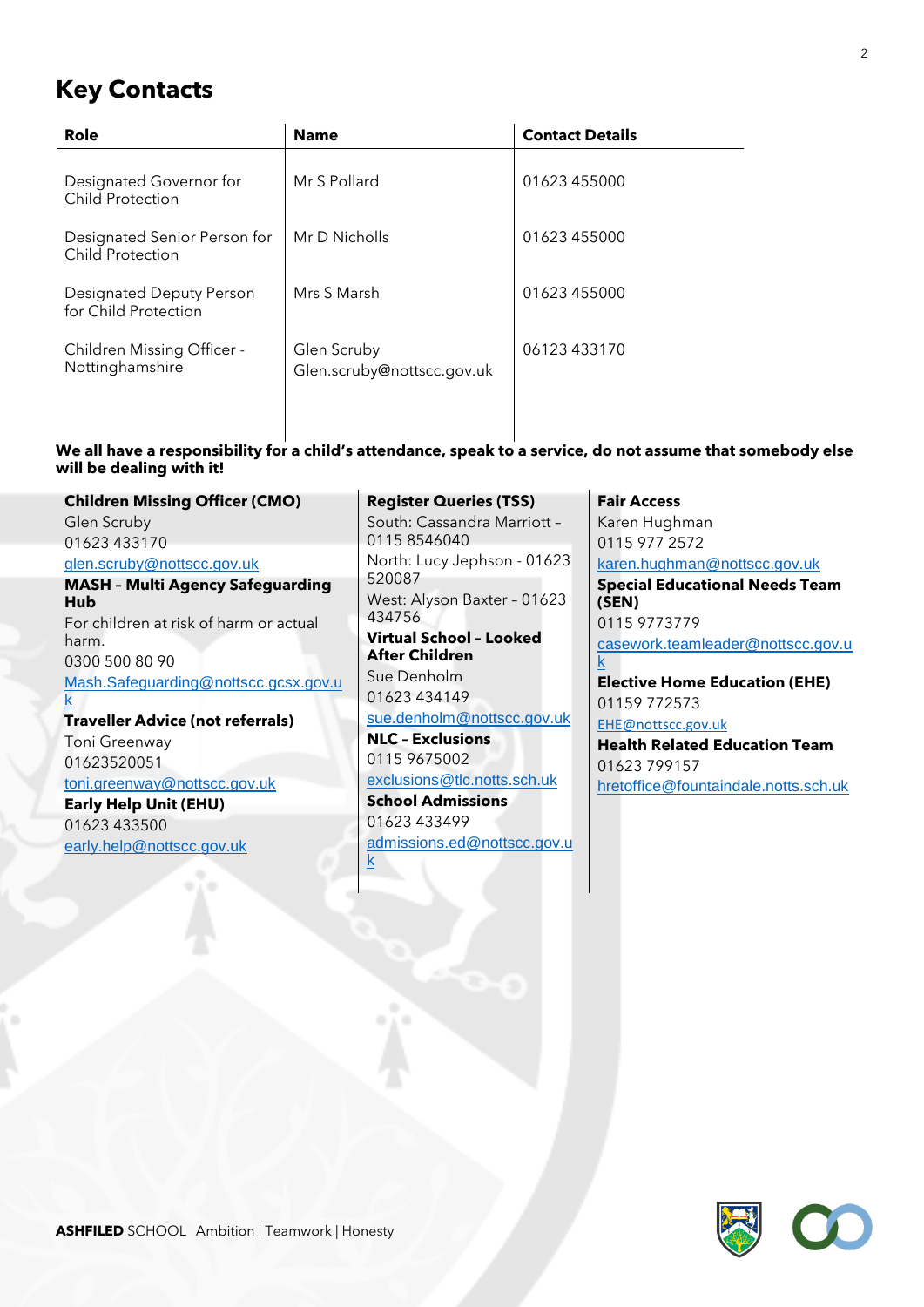## Key Contacts

| Role | Name | Contact Details |
|---|---|---|
| Designated Governor for Child Protection | Mr S Pollard | 01623 455000 |
| Designated Senior Person for Child Protection | Mr D Nicholls | 01623 455000 |
| Designated Deputy Person for Child Protection | Mrs S Marsh | 01623 455000 |
| Children Missing Officer - Nottinghamshire | Glen Scruby<br>Glen.scruby@nottscc.gov.uk | 06123 433170 |

**We all have a responsibility for a child's attendance, speak to a service, do not assume that somebody else will be dealing with it!**

**Children Missing Officer (CMO)**
Glen Scruby
01623 433170
glen.scruby@nottscc.gov.uk

**MASH – Multi Agency Safeguarding Hub**
For children at risk of harm or actual harm.
0300 500 80 90
Mash.Safeguarding@nottscc.gcsx.gov.uk

**Traveller Advice (not referrals)**
Toni Greenway
01623520051
toni.greenway@nottscc.gov.uk

**Early Help Unit (EHU)**
01623 433500
early.help@nottscc.gov.uk

**Register Queries (TSS)**
South: Cassandra Marriott – 0115 8546040
North: Lucy Jephson - 01623 520087
West: Alyson Baxter – 01623 434756

**Virtual School – Looked After Children**
Sue Denholm
01623 434149
sue.denholm@nottscc.gov.uk

**NLC – Exclusions**
0115 9675002
exclusions@tlc.notts.sch.uk

**School Admissions**
01623 433499
admissions.ed@nottscc.gov.uk

**Fair Access**
Karen Hughman
0115 977 2572
karen.hughman@nottscc.gov.uk

**Special Educational Needs Team (SEN)**
0115 9773779
casework.teamleader@nottscc.gov.uk

**Elective Home Education (EHE)**
01159 772573
EHE@nottscc.gov.uk

**Health Related Education Team**
01623 799157
hretoffice@fountaindale.notts.sch.uk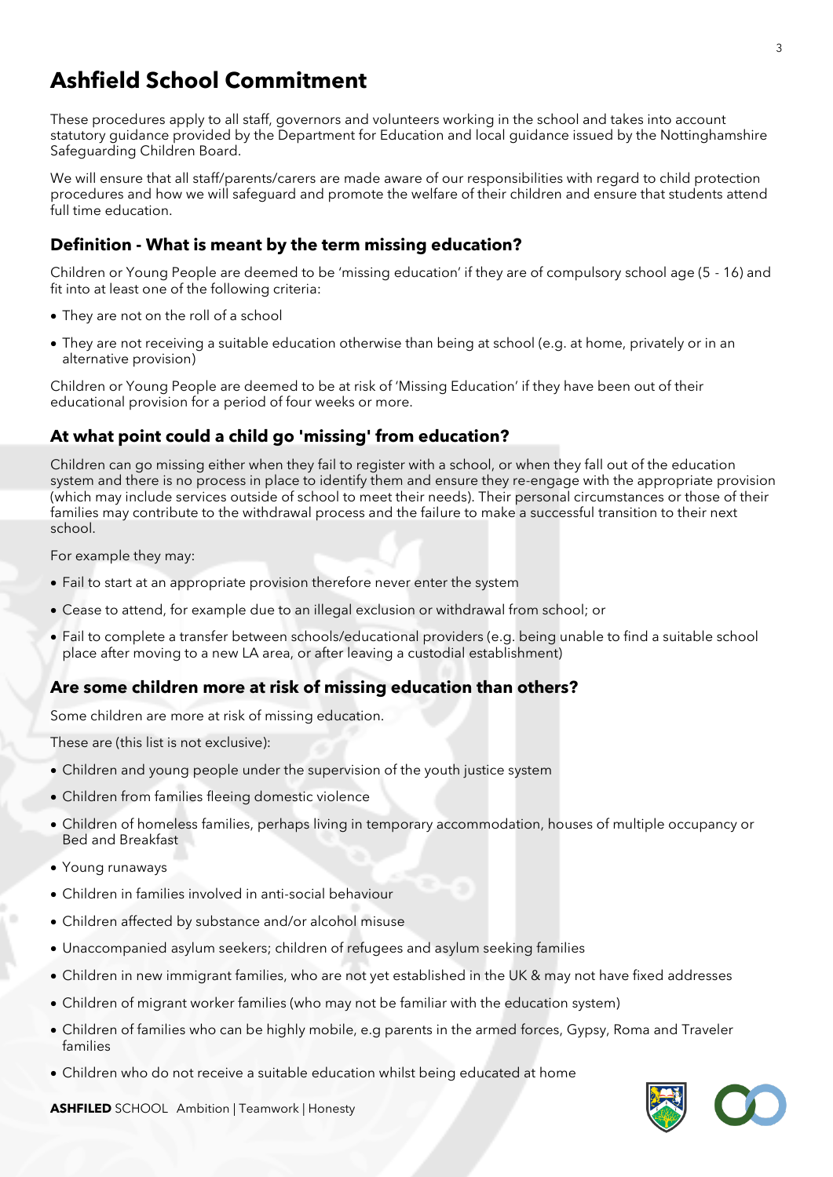# Ashfield School Commitment

These procedures apply to all staff, governors and volunteers working in the school and takes into account statutory guidance provided by the Department for Education and local guidance issued by the Nottinghamshire Safeguarding Children Board.

We will ensure that all staff/parents/carers are made aware of our responsibilities with regard to child protection procedures and how we will safeguard and promote the welfare of their children and ensure that students attend full time education.

## Definition - What is meant by the term missing education?

Children or Young People are deemed to be 'missing education' if they are of compulsory school age (5 - 16) and fit into at least one of the following criteria:

- They are not on the roll of a school
- They are not receiving a suitable education otherwise than being at school (e.g. at home, privately or in an alternative provision)

Children or Young People are deemed to be at risk of 'Missing Education' if they have been out of their educational provision for a period of four weeks or more.

## At what point could a child go 'missing' from education?

Children can go missing either when they fail to register with a school, or when they fall out of the education system and there is no process in place to identify them and ensure they re-engage with the appropriate provision (which may include services outside of school to meet their needs). Their personal circumstances or those of their families may contribute to the withdrawal process and the failure to make a successful transition to their next school.

For example they may:

- Fail to start at an appropriate provision therefore never enter the system
- Cease to attend, for example due to an illegal exclusion or withdrawal from school; or
- Fail to complete a transfer between schools/educational providers (e.g. being unable to find a suitable school place after moving to a new LA area, or after leaving a custodial establishment)

## Are some children more at risk of missing education than others?

Some children are more at risk of missing education.

These are (this list is not exclusive):

- Children and young people under the supervision of the youth justice system
- Children from families fleeing domestic violence
- Children of homeless families, perhaps living in temporary accommodation, houses of multiple occupancy or Bed and Breakfast
- Young runaways
- Children in families involved in anti-social behaviour
- Children affected by substance and/or alcohol misuse
- Unaccompanied asylum seekers; children of refugees and asylum seeking families
- Children in new immigrant families, who are not yet established in the UK & may not have fixed addresses
- Children of migrant worker families (who may not be familiar with the education system)
- Children of families who can be highly mobile, e.g parents in the armed forces, Gypsy, Roma and Traveler families
- Children who do not receive a suitable education whilst being educated at home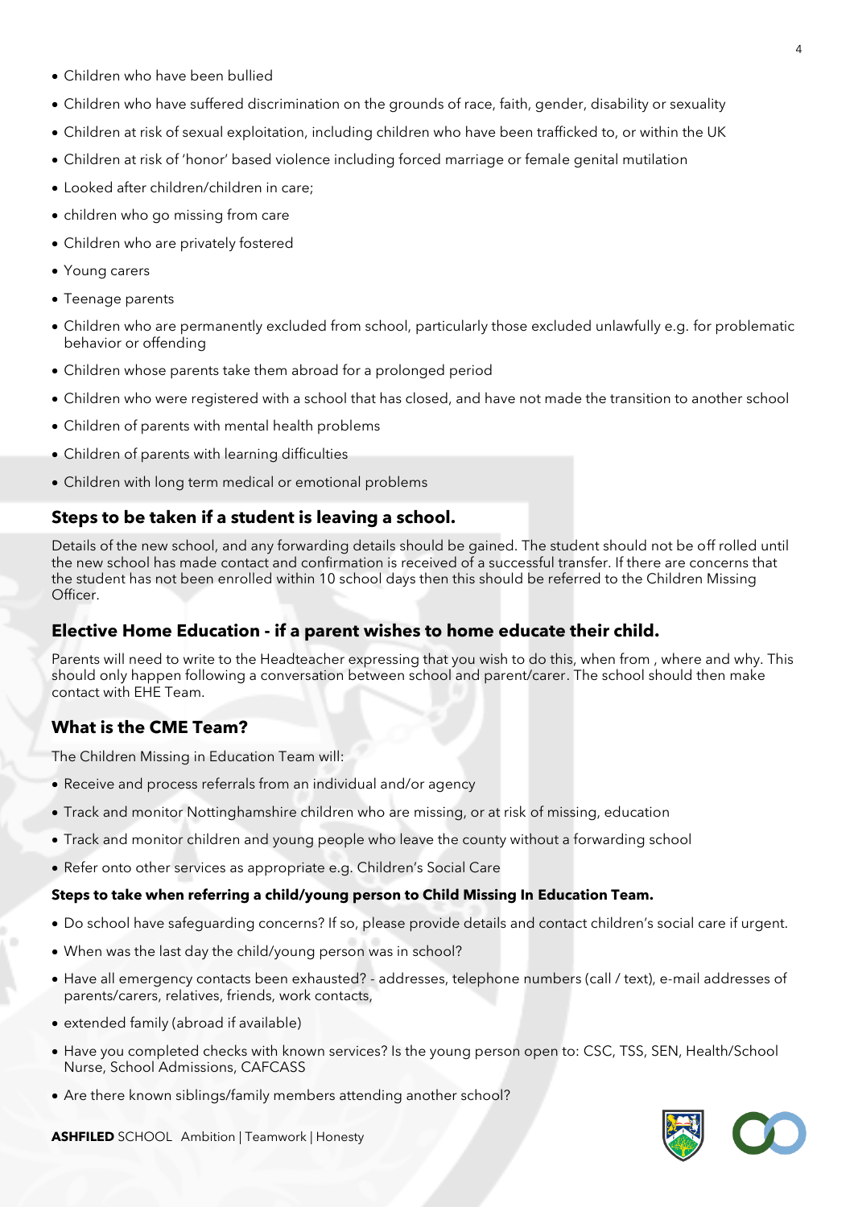- Children who have been bullied
- Children who have suffered discrimination on the grounds of race, faith, gender, disability or sexuality
- Children at risk of sexual exploitation, including children who have been trafficked to, or within the UK
- Children at risk of 'honor' based violence including forced marriage or female genital mutilation
- Looked after children/children in care;
- children who go missing from care
- Children who are privately fostered
- Young carers
- Teenage parents
- Children who are permanently excluded from school, particularly those excluded unlawfully e.g. for problematic behavior or offending
- Children whose parents take them abroad for a prolonged period
- Children who were registered with a school that has closed, and have not made the transition to another school
- Children of parents with mental health problems
- Children of parents with learning difficulties
- Children with long term medical or emotional problems

## Steps to be taken if a student is leaving a school.

Details of the new school, and any forwarding details should be gained. The student should not be off rolled until the new school has made contact and confirmation is received of a successful transfer. If there are concerns that the student has not been enrolled within 10 school days then this should be referred to the Children Missing Officer.

## Elective Home Education - if a parent wishes to home educate their child.

Parents will need to write to the Headteacher expressing that you wish to do this, when from , where and why. This should only happen following a conversation between school and parent/carer. The school should then make contact with EHE Team.

## What is the CME Team?

The Children Missing in Education Team will:

- Receive and process referrals from an individual and/or agency
- Track and monitor Nottinghamshire children who are missing, or at risk of missing, education
- Track and monitor children and young people who leave the county without a forwarding school
- Refer onto other services as appropriate e.g. Children's Social Care

**Steps to take when referring a child/young person to Child Missing In Education Team.**

- Do school have safeguarding concerns? If so, please provide details and contact children's social care if urgent.
- When was the last day the child/young person was in school?
- Have all emergency contacts been exhausted? - addresses, telephone numbers (call / text), e-mail addresses of parents/carers, relatives, friends, work contacts,
- extended family (abroad if available)
- Have you completed checks with known services? Is the young person open to: CSC, TSS, SEN, Health/School Nurse, School Admissions, CAFCASS
- Are there known siblings/family members attending another school?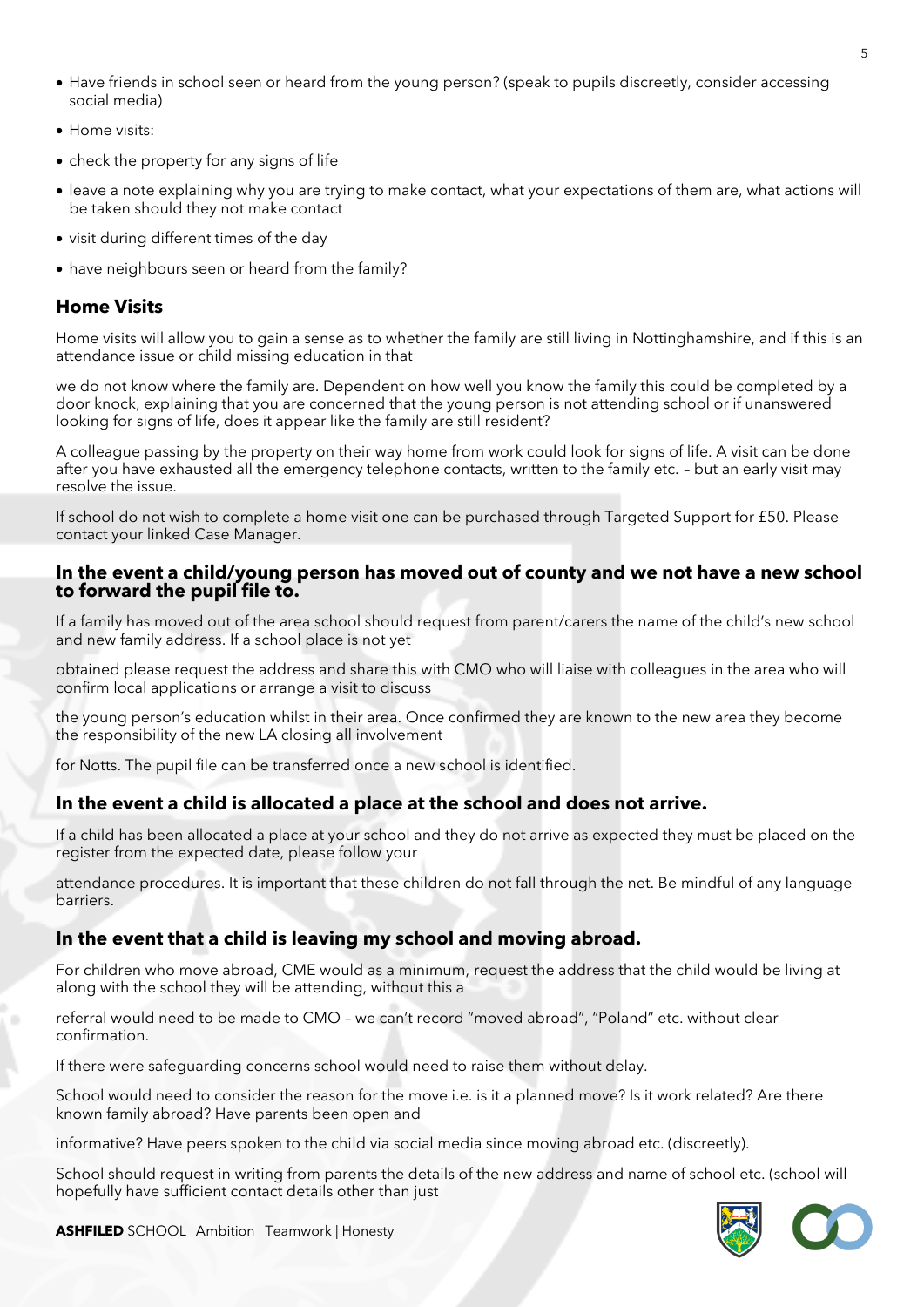- Have friends in school seen or heard from the young person? (speak to pupils discreetly, consider accessing social media)
- Home visits:
- check the property for any signs of life
- leave a note explaining why you are trying to make contact, what your expectations of them are, what actions will be taken should they not make contact
- visit during different times of the day
- have neighbours seen or heard from the family?

## Home Visits

Home visits will allow you to gain a sense as to whether the family are still living in Nottinghamshire, and if this is an attendance issue or child missing education in that

we do not know where the family are. Dependent on how well you know the family this could be completed by a door knock, explaining that you are concerned that the young person is not attending school or if unanswered looking for signs of life, does it appear like the family are still resident?

A colleague passing by the property on their way home from work could look for signs of life. A visit can be done after you have exhausted all the emergency telephone contacts, written to the family etc. – but an early visit may resolve the issue.

If school do not wish to complete a home visit one can be purchased through Targeted Support for £50. Please contact your linked Case Manager.

## In the event a child/young person has moved out of county and we not have a new school to forward the pupil file to.

If a family has moved out of the area school should request from parent/carers the name of the child's new school and new family address. If a school place is not yet

obtained please request the address and share this with CMO who will liaise with colleagues in the area who will confirm local applications or arrange a visit to discuss

the young person's education whilst in their area. Once confirmed they are known to the new area they become the responsibility of the new LA closing all involvement

for Notts. The pupil file can be transferred once a new school is identified.

## In the event a child is allocated a place at the school and does not arrive.

If a child has been allocated a place at your school and they do not arrive as expected they must be placed on the register from the expected date, please follow your

attendance procedures. It is important that these children do not fall through the net. Be mindful of any language barriers.

## In the event that a child is leaving my school and moving abroad.

For children who move abroad, CME would as a minimum, request the address that the child would be living at along with the school they will be attending, without this a

referral would need to be made to CMO – we can't record "moved abroad", "Poland" etc. without clear confirmation.

If there were safeguarding concerns school would need to raise them without delay.

School would need to consider the reason for the move i.e. is it a planned move? Is it work related? Are there known family abroad? Have parents been open and

informative? Have peers spoken to the child via social media since moving abroad etc. (discreetly).

School should request in writing from parents the details of the new address and name of school etc. (school will hopefully have sufficient contact details other than just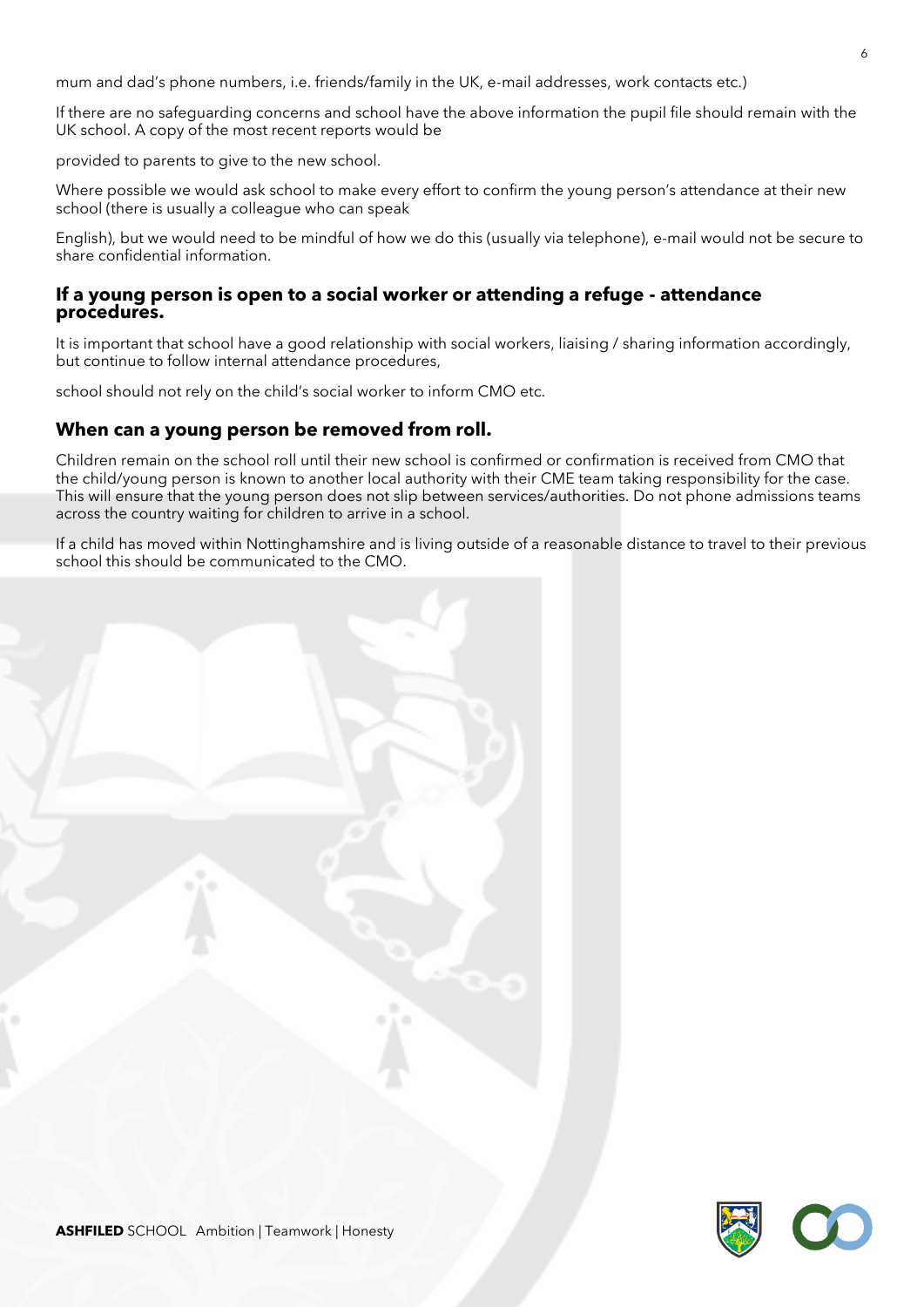mum and dad's phone numbers, i.e. friends/family in the UK, e-mail addresses, work contacts etc.)

If there are no safeguarding concerns and school have the above information the pupil file should remain with the UK school. A copy of the most recent reports would be

provided to parents to give to the new school.

Where possible we would ask school to make every effort to confirm the young person's attendance at their new school (there is usually a colleague who can speak

English), but we would need to be mindful of how we do this (usually via telephone), e-mail would not be secure to share confidential information.

## If a young person is open to a social worker or attending a refuge - attendance procedures.

It is important that school have a good relationship with social workers, liaising / sharing information accordingly, but continue to follow internal attendance procedures,

school should not rely on the child's social worker to inform CMO etc.

## When can a young person be removed from roll.

Children remain on the school roll until their new school is confirmed or confirmation is received from CMO that the child/young person is known to another local authority with their CME team taking responsibility for the case. This will ensure that the young person does not slip between services/authorities. Do not phone admissions teams across the country waiting for children to arrive in a school.

If a child has moved within Nottinghamshire and is living outside of a reasonable distance to travel to their previous school this should be communicated to the CMO.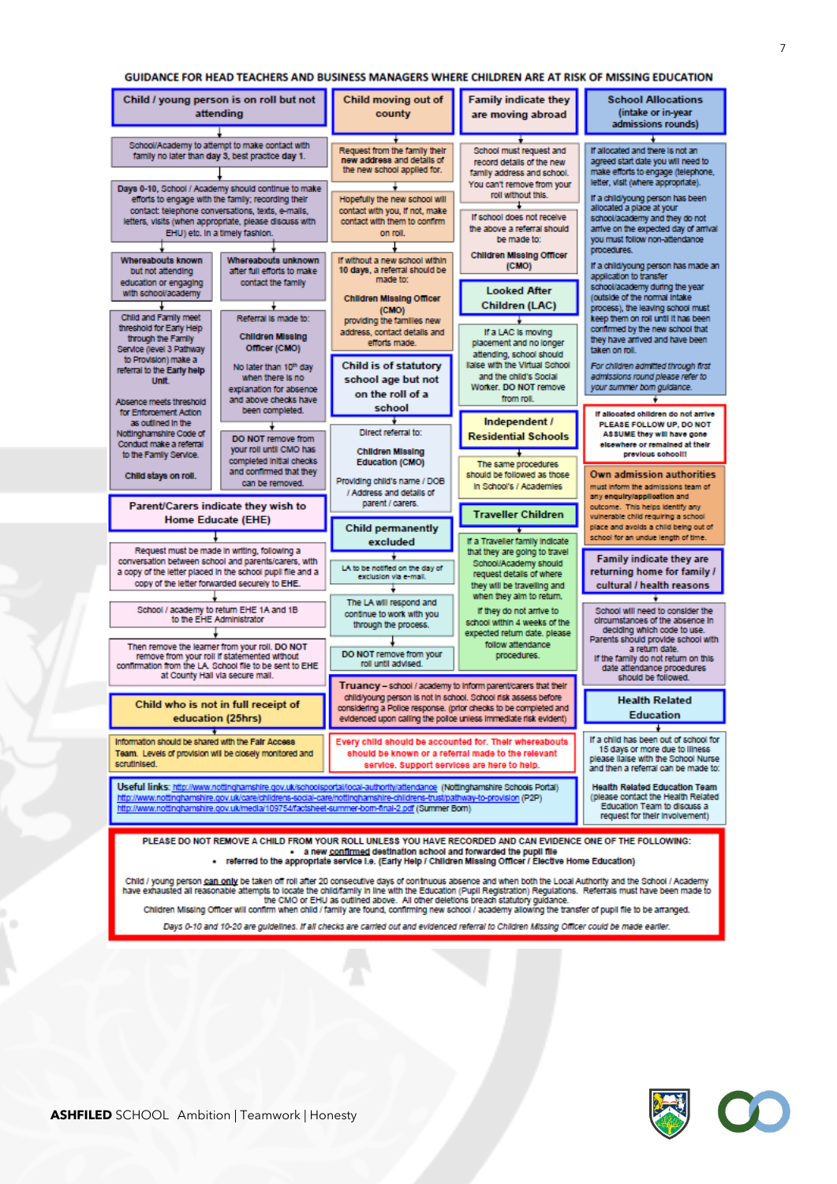# GUIDANCE FOR HEAD TEACHERS AND BUSINESS MANAGERS WHERE CHILDREN ARE AT RISK OF MISSING EDUCATION

## Child / young person is on roll but not attending

School/Academy to attempt to make contact with family no later than **day 3**, best practice **day 1**.

**Days 0-10**, School / Academy should continue to make efforts to engage with the family; recording their contact: telephone conversations, texts, e-mails, letters, visits (when appropriate, please discuss with EHU) etc. In a timely fashion.

**Whereabouts known** but not attending education or engaging with school/academy

Child and Family meet threshold for Early Help through the Family Service (level 3 Pathway to Provision) make a referral to the **Early help Unit**.

Absence meets threshold for Enforcement Action as outlined in the Nottinghamshire Code of Conduct make a referral to the Family Service.

**Child stays on roll.**

**Whereabouts unknown** after full efforts to make contact with the family

Referral is made to:

**Children Missing Officer (CMO)**

No later than 10th day when there is no explanation for absence and above checks have been completed.

DO NOT remove from your roll until CMO has completed initial checks and confirmed that they can be removed.

## Parent/Carers indicate they wish to Home Educate (EHE)

Request must be made in writing, following a conversation between school and parents/carers, with a copy of the letter placed in the school pupil file and a copy of the letter forwarded securely to EHE.

School / academy to return EHE 1A and 1B to the EHE Administrator

Then remove the learner from your roll. DO NOT remove from your roll if statemented without confirmation from the LA. School file to be sent to EHE at County Hall via secure mail.

## Child who is not in full receipt of education (25hrs)

Information should be shared with the Fair Access Team. Levels of provision will be closely monitored and scrutinised.

## Child moving out of county

Request from the family their **new address** and details of the new school applied for.

Hopefully the new school will contact with you, if not, make contact with them to confirm on roll.

If without a new school within **10 days**, a referral should be made to:

**Children Missing Officer (CMO)**

providing the families new address, contact details and efforts made.

## Child is of statutory school age but not on the roll of a school

Direct referral to:

**Children Missing Education (CMO)**

Providing child's name / DOB / Address and details of parent / carers.

## Child permanently excluded

LA to be notified on the day of exclusion via e-mail.

The LA will respond and continue to work with you through the process.

DO NOT remove from your roll until advised.

**Truancy** – school / academy to inform parent/carers that their child/young person is not in school. School risk assess before considering a Police response. (prior checks to be completed and evidenced upon calling the police unless immediate risk evident)

**Every child should be accounted for. Their whereabouts should be known or a referral made to the relevant service. Support services are here to help.**

## Family indicate they are moving abroad

School must request and record details of the new family address and school. You can't remove from your roll without this.

If school does not receive the above a referral should be made to:

**Children Missing Officer (CMO)**

## Looked After Children (LAC)

If a LAC is moving placement and no longer attending, school should liaise with the Virtual School and the child's Social Worker. DO NOT remove from roll.

## Independent / Residential Schools

The same procedures should be followed as those in School's / Academies

## Traveller Children

If a Traveller family indicate that they are going to travel School/Academy should request details of where they will be travelling and when they aim to return.

If they do not arrive to school within 4 weeks of the expected return date, please follow attendance procedures.

## School Allocations (intake or in-year admissions rounds)

If allocated and there is not an agreed start date you will need to make efforts to engage (telephone, letter, visit (where appropriate)).

If a child/young person has been allocated a place at your school/academy and they do not arrive on the expected day of arrival you must follow non-attendance procedures.

If a child/young person has made an application to transfer school/academy during the year (outside of the normal intake process), the leaving school must keep them on roll until it has been confirmed by the new school that they have arrived and have been taken on roll.

*For children admitted through first admissions round please refer to your summer born guidance.*

**If allocated children do not arrive PLEASE FOLLOW UP, DO NOT ASSUME they will have gone elsewhere or remained at their previous school!!**

## Own admission authorities

must inform the admissions team of any enquiry/application and outcome. This helps identify any vulnerable child requiring a school place and avoids a child being out of school for an undue length of time.

## Family indicate they are returning home for family / cultural / health reasons

School will need to consider the circumstances of the absence in deciding which code to use. Parents should provide school with a return date.

If the family do not return on this date attendance procedures should be followed.

## Health Related Education

If a child has been out of school for 15 days or more due to illness please liaise with the School Nurse and then a referral can be made to:

**Health Related Education Team** (please contact the Health Related Education Team to discuss a request for their involvement)

**Useful links:** http://www.nottinghamshire.gov.uk/schoolsportal/local-authority/attendance (Nottinghamshire Schools Portal)
http://www.nottinghamshire.gov.uk/care/childrens-social-care/nottinghamshire-childrens-trust/pathway-to-provision (P2P)
http://www.nottinghamshire.gov.uk/media/109754/factsheet-summer-born-final-2.pdf (Summer Born)

---

**PLEASE DO NOT REMOVE A CHILD FROM YOUR ROLL UNLESS YOU HAVE RECORDED AND CAN EVIDENCE ONE OF THE FOLLOWING:**

- **a new confirmed destination school and forwarded the pupil file**
- **referred to the appropriate service i.e. (Early Help / Children Missing Officer / Elective Home Education)**

Child / young person can only be taken off roll after 20 consecutive days of continuous absence and when both the Local Authority and the School / Academy have exhausted all reasonable attempts to locate the child/family in line with the Education (Pupil Registration) Regulations. Referrals must have been made to the CMO or EHU as outlined above. All other deletions breach statutory guidance.
Children Missing Officer will confirm when child / family are found, confirming new school / academy allowing the transfer of pupil file to be arranged.

*Days 0-10 and 10-20 are guidelines. If all checks are carried out and evidenced referral to Children Missing Officer could be made earlier.*

**ASHFILED** SCHOOL Ambition | Teamwork | Honesty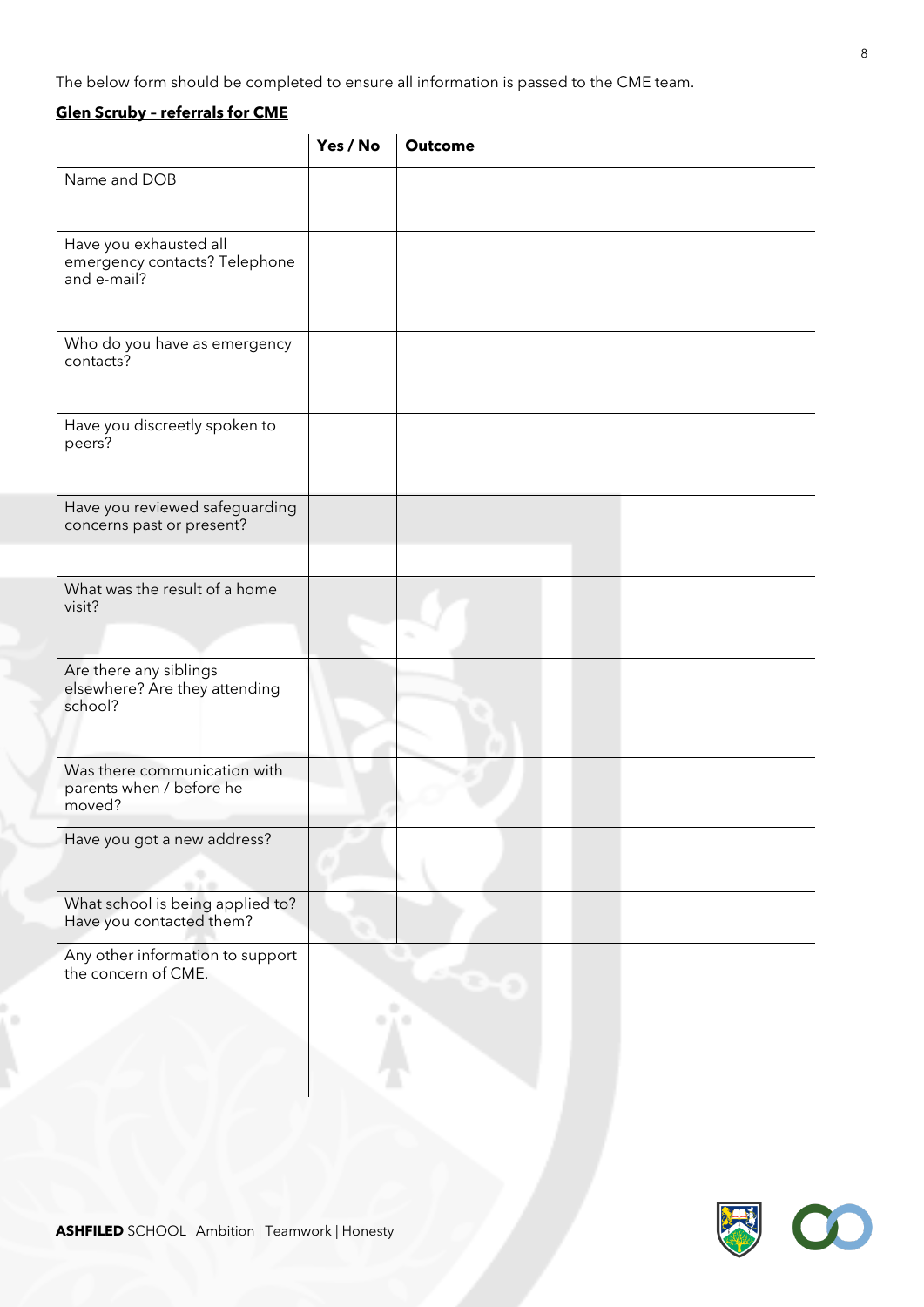The below form should be completed to ensure all information is passed to the CME team.

**Glen Scruby – referrals for CME**

| | Yes / No | Outcome |
|---|---|---|
| Name and DOB | | |
| Have you exhausted all emergency contacts? Telephone and e-mail? | | |
| Who do you have as emergency contacts? | | |
| Have you discreetly spoken to peers? | | |
| Have you reviewed safeguarding concerns past or present? | | |
| What was the result of a home visit? | | |
| Are there any siblings elsewhere? Are they attending school? | | |
| Was there communication with parents when / before he moved? | | |
| Have you got a new address? | | |
| What school is being applied to? Have you contacted them? | | |
| Any other information to support the concern of CME. | | |